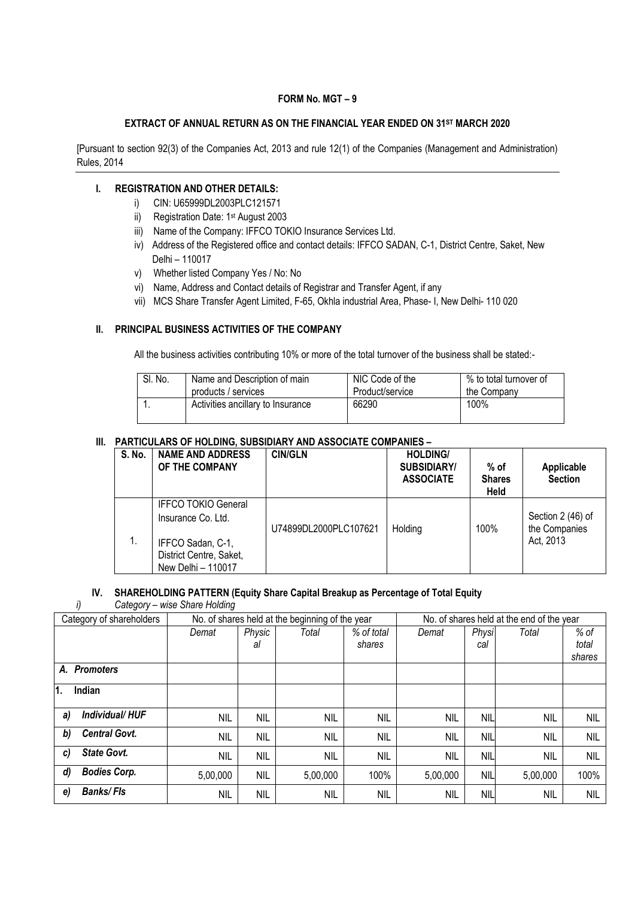**FORM No. MGT – 9**

**EXTRACT OF ANNUAL RETURN AS ON THE FINANCIAL YEAR ENDED ON 31ST MARCH 2020**

[Pursuant to section 92(3) of the Companies Act, 2013 and rule 12(1) of the Companies (Management and Administration) Rules, 2014

## I. REGISTRATION AND OTHER DETAILS:

i) CIN: U65999DL2003PLC121571
ii) Registration Date: 1st August 2003
iii) Name of the Company: IFFCO TOKIO Insurance Services Ltd.
iv) Address of the Registered office and contact details: IFFCO SADAN, C-1, District Centre, Saket, New Delhi – 110017
v) Whether listed Company Yes / No: No
vi) Name, Address and Contact details of Registrar and Transfer Agent, if any
vii) MCS Share Transfer Agent Limited, F-65, Okhla industrial Area, Phase- I, New Delhi- 110 020

## II. PRINCIPAL BUSINESS ACTIVITIES OF THE COMPANY

All the business activities contributing 10% or more of the total turnover of the business shall be stated:-

| Sl. No. | Name and Description of main products / services | NIC Code of the Product/service | % to total turnover of the Company |
|---|---|---|---|
| 1. | Activities ancillary to Insurance | 66290 | 100% |

## III. PARTICULARS OF HOLDING, SUBSIDIARY AND ASSOCIATE COMPANIES –

| S. No. | NAME AND ADDRESS OF THE COMPANY | CIN/GLN | HOLDING/ SUBSIDIARY/ ASSOCIATE | % of Shares Held | Applicable Section |
|---|---|---|---|---|---|
| 1. | IFFCO TOKIO General Insurance Co. Ltd.<br><br>IFFCO Sadan, C-1, District Centre, Saket, New Delhi – 110017 | U74899DL2000PLC107621 | Holding | 100% | Section 2 (46) of the Companies Act, 2013 |

## IV. SHAREHOLDING PATTERN (Equity Share Capital Breakup as Percentage of Total Equity

*i) Category – wise Share Holding*

| Category of shareholders | No. of shares held at the beginning of the year | | | | No. of shares held at the end of the year | | | |
|---|---|---|---|---|---|---|---|---|
| | *Demat* | *Physical* | *Total* | *% of total shares* | *Demat* | *Physical* | *Total* | *% of total shares* |
| ***A. Promoters*** | | | | | | | | |
| **1. Indian** | | | | | | | | |
| ***a) Individual/ HUF*** | NIL | NIL | NIL | NIL | NIL | NIL | NIL | NIL |
| ***b) Central Govt.*** | NIL | NIL | NIL | NIL | NIL | NIL | NIL | NIL |
| ***c) State Govt.*** | NIL | NIL | NIL | NIL | NIL | NIL | NIL | NIL |
| ***d) Bodies Corp.*** | 5,00,000 | NIL | 5,00,000 | 100% | 5,00,000 | NIL | 5,00,000 | 100% |
| ***e) Banks/ FIs*** | NIL | NIL | NIL | NIL | NIL | NIL | NIL | NIL |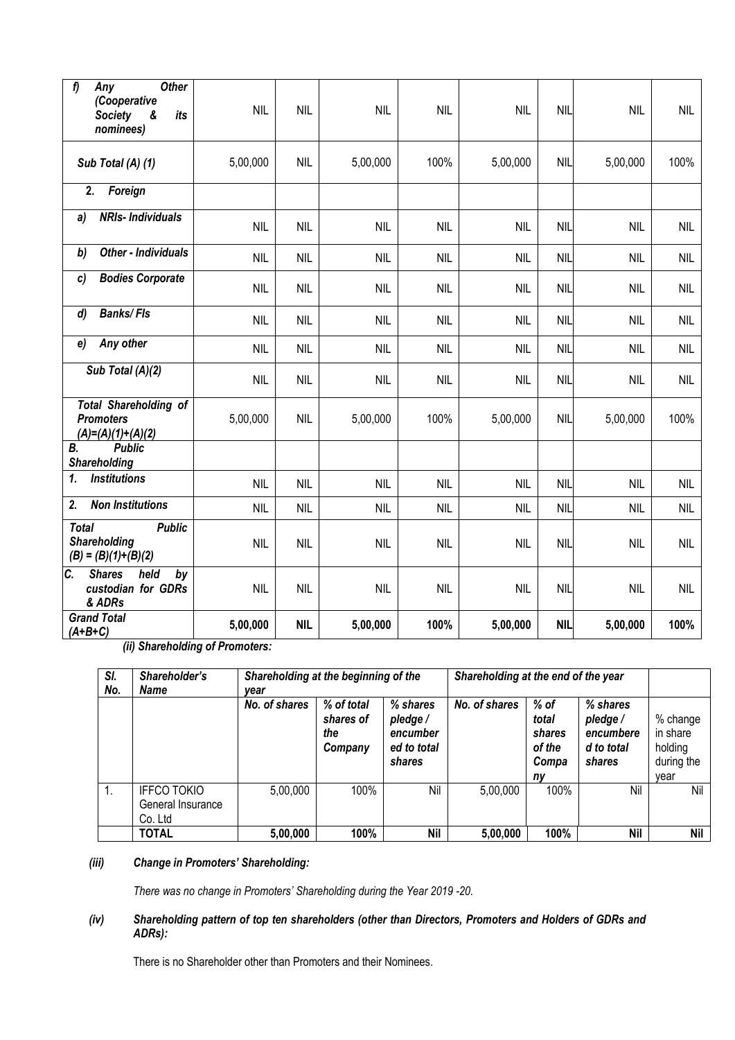| | | | | | | | | |
|---|---|---|---|---|---|---|---|---|
| ***f) Any Other (Cooperative Society & its nominees)*** | NIL | NIL | NIL | NIL | NIL | NIL | NIL | NIL |
| ***Sub Total (A) (1)*** | 5,00,000 | NIL | 5,00,000 | 100% | 5,00,000 | NIL | 5,00,000 | 100% |
| ***2. Foreign*** | | | | | | | | |
| ***a) NRIs- Individuals*** | NIL | NIL | NIL | NIL | NIL | NIL | NIL | NIL |
| ***b) Other - Individuals*** | NIL | NIL | NIL | NIL | NIL | NIL | NIL | NIL |
| ***c) Bodies Corporate*** | NIL | NIL | NIL | NIL | NIL | NIL | NIL | NIL |
| ***d) Banks/ FIs*** | NIL | NIL | NIL | NIL | NIL | NIL | NIL | NIL |
| ***e) Any other*** | NIL | NIL | NIL | NIL | NIL | NIL | NIL | NIL |
| ***Sub Total (A)(2)*** | NIL | NIL | NIL | NIL | NIL | NIL | NIL | NIL |
| ***Total Shareholding of Promoters (A)=(A)(1)+(A)(2)*** | 5,00,000 | NIL | 5,00,000 | 100% | 5,00,000 | NIL | 5,00,000 | 100% |
| ***B. Public Shareholding*** | | | | | | | | |
| ***1. Institutions*** | NIL | NIL | NIL | NIL | NIL | NIL | NIL | NIL |
| ***2. Non Institutions*** | NIL | NIL | NIL | NIL | NIL | NIL | NIL | NIL |
| ***Total Public Shareholding (B) = (B)(1)+(B)(2)*** | NIL | NIL | NIL | NIL | NIL | NIL | NIL | NIL |
| ***C. Shares held by custodian for GDRs & ADRs*** | NIL | NIL | NIL | NIL | NIL | NIL | NIL | NIL |
| ***Grand Total (A+B+C)*** | **5,00,000** | **NIL** | **5,00,000** | **100%** | **5,00,000** | **NIL** | **5,00,000** | **100%** |

***(ii) Shareholding of Promoters:***

| *Sl. No.* | *Shareholder's Name* | *Shareholding at the beginning of the year* | | | *Shareholding at the end of the year* | | | |
|---|---|---|---|---|---|---|---|---|
| | | *No. of shares* | *% of total shares of the Company* | *% shares pledge / encumbered to total shares* | *No. of shares* | *% of total shares of the Company* | *% shares pledge / encumbered to total shares* | % change in share holding during the year |
| 1. | IFFCO TOKIO General Insurance Co. Ltd | 5,00,000 | 100% | Nil | 5,00,000 | 100% | Nil | Nil |
| | **TOTAL** | **5,00,000** | **100%** | **Nil** | **5,00,000** | **100%** | **Nil** | **Nil** |

***(iii) Change in Promoters' Shareholding:***

*There was no change in Promoters' Shareholding during the Year 2019 -20.*

***(iv) Shareholding pattern of top ten shareholders (other than Directors, Promoters and Holders of GDRs and ADRs):***

There is no Shareholder other than Promoters and their Nominees.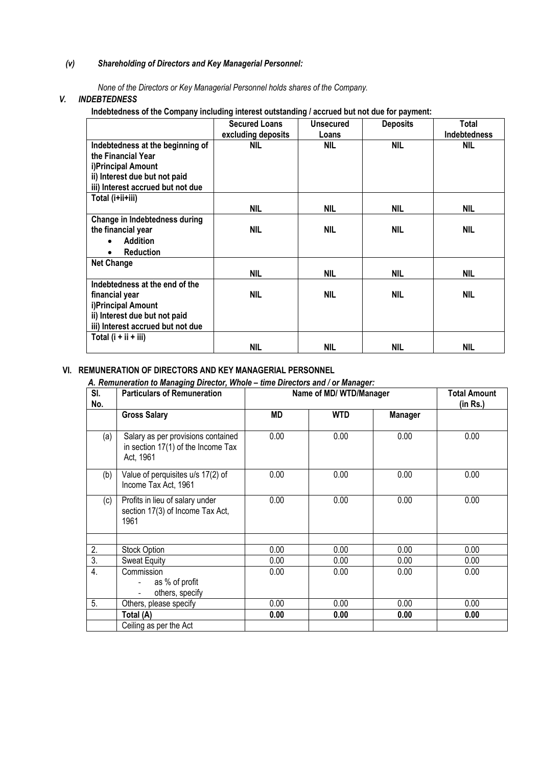### *(v) Shareholding of Directors and Key Managerial Personnel:*

*None of the Directors or Key Managerial Personnel holds shares of the Company.*

### *V. INDEBTEDNESS*

**Indebtedness of the Company including interest outstanding / accrued but not due for payment:**

| | Secured Loans excluding deposits | Unsecured Loans | Deposits | Total Indebtedness |
|---|---|---|---|---|
| **Indebtedness at the beginning of the Financial Year**<br>**i)Principal Amount**<br>**ii) Interest due but not paid**<br>**iii) Interest accrued but not due** | **NIL** | **NIL** | **NIL** | **NIL** |
| **Total (i+ii+iii)** | **NIL** | **NIL** | **NIL** | **NIL** |
| **Change in Indebtedness during the financial year**<br>• **Addition**<br>• **Reduction** | **NIL** | **NIL** | **NIL** | **NIL** |
| **Net Change** | **NIL** | **NIL** | **NIL** | **NIL** |
| **Indebtedness at the end of the financial year**<br>**i)Principal Amount**<br>**ii) Interest due but not paid**<br>**iii) Interest accrued but not due** | **NIL** | **NIL** | **NIL** | **NIL** |
| **Total (i + ii + iii)** | **NIL** | **NIL** | **NIL** | **NIL** |

### VI. REMUNERATION OF DIRECTORS AND KEY MANAGERIAL PERSONNEL

*A. Remuneration to Managing Director, Whole – time Directors and / or Manager:*

| Sl. No. | Particulars of Remuneration | Name of MD/ WTD/Manager | | | Total Amount (in Rs.) |
|---|---|---|---|---|---|
| | **Gross Salary** | **MD** | **WTD** | **Manager** | |
| (a) | Salary as per provisions contained in section 17(1) of the Income Tax Act, 1961 | 0.00 | 0.00 | 0.00 | 0.00 |
| (b) | Value of perquisites u/s 17(2) of Income Tax Act, 1961 | 0.00 | 0.00 | 0.00 | 0.00 |
| (c) | Profits in lieu of salary under section 17(3) of Income Tax Act, 1961 | 0.00 | 0.00 | 0.00 | 0.00 |
| | | | | | |
| 2. | Stock Option | 0.00 | 0.00 | 0.00 | 0.00 |
| 3. | Sweat Equity | 0.00 | 0.00 | 0.00 | 0.00 |
| 4. | Commission<br>- as % of profit<br>- others, specify | 0.00 | 0.00 | 0.00 | 0.00 |
| 5. | Others, please specify | 0.00 | 0.00 | 0.00 | 0.00 |
| | **Total (A)** | **0.00** | **0.00** | **0.00** | **0.00** |
| | Ceiling as per the Act | | | | |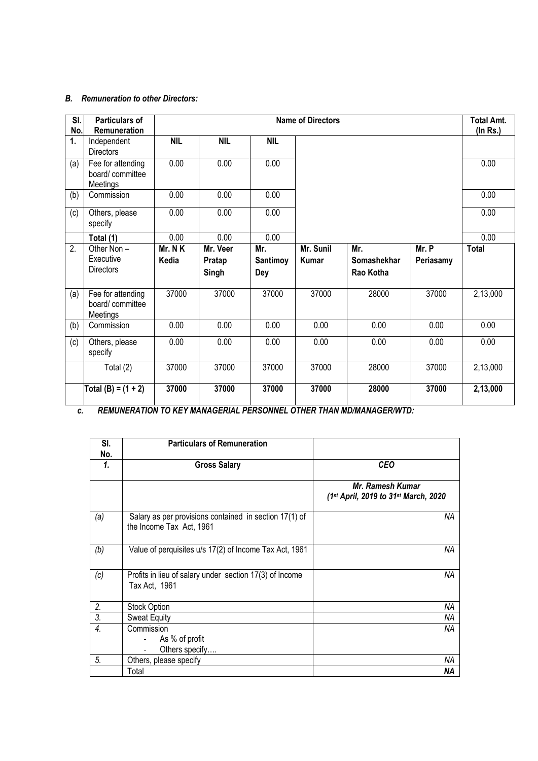***B. Remuneration to other Directors:***

| Sl. No. | Particulars of Remuneration | Name of Directors | | | | | | Total Amt. (In Rs.) |
|---|---|---|---|---|---|---|---|---|
| **1.** | Independent Directors | **NIL** | **NIL** | **NIL** | | | | |
| (a) | Fee for attending board/ committee Meetings | 0.00 | 0.00 | 0.00 | | | | 0.00 |
| (b) | Commission | 0.00 | 0.00 | 0.00 | | | | 0.00 |
| (c) | Others, please specify | 0.00 | 0.00 | 0.00 | | | | 0.00 |
| | **Total (1)** | 0.00 | 0.00 | 0.00 | | | | 0.00 |
| 2. | Other Non – Executive Directors | **Mr. N K Kedia** | **Mr. Veer Pratap Singh** | **Mr. Santimoy Dey** | **Mr. Sunil Kumar** | **Mr. Somashekhar Rao Kotha** | **Mr. P Periasamy** | **Total** |
| (a) | Fee for attending board/ committee Meetings | 37000 | 37000 | 37000 | 37000 | 28000 | 37000 | 2,13,000 |
| (b) | Commission | 0.00 | 0.00 | 0.00 | 0.00 | 0.00 | 0.00 | 0.00 |
| (c) | Others, please specify | 0.00 | 0.00 | 0.00 | 0.00 | 0.00 | 0.00 | 0.00 |
| | Total (2) | 37000 | 37000 | 37000 | 37000 | 28000 | 37000 | 2,13,000 |
| | **Total (B) = (1 + 2)** | **37000** | **37000** | **37000** | **37000** | **28000** | **37000** | **2,13,000** |

***c. REMUNERATION TO KEY MANAGERIAL PERSONNEL OTHER THAN MD/MANAGER/WTD:***

| Sl. No. | Particulars of Remuneration | |
|---|---|---|
| ***1.*** | **Gross Salary** | ***CEO*** |
| | | ***Mr. Ramesh Kumar (1st April, 2019 to 31st March, 2020*** |
| *(a)* | Salary as per provisions contained in section 17(1) of the Income Tax Act, 1961 | *NA* |
| *(b)* | Value of perquisites u/s 17(2) of Income Tax Act, 1961 | *NA* |
| *(c)* | Profits in lieu of salary under section 17(3) of Income Tax Act, 1961 | *NA* |
| *2.* | Stock Option | *NA* |
| *3.* | Sweat Equity | *NA* |
| *4.* | Commission<br>- As % of profit<br>- Others specify…. | *NA* |
| *5.* | Others, please specify | *NA* |
| | Total | ***NA*** |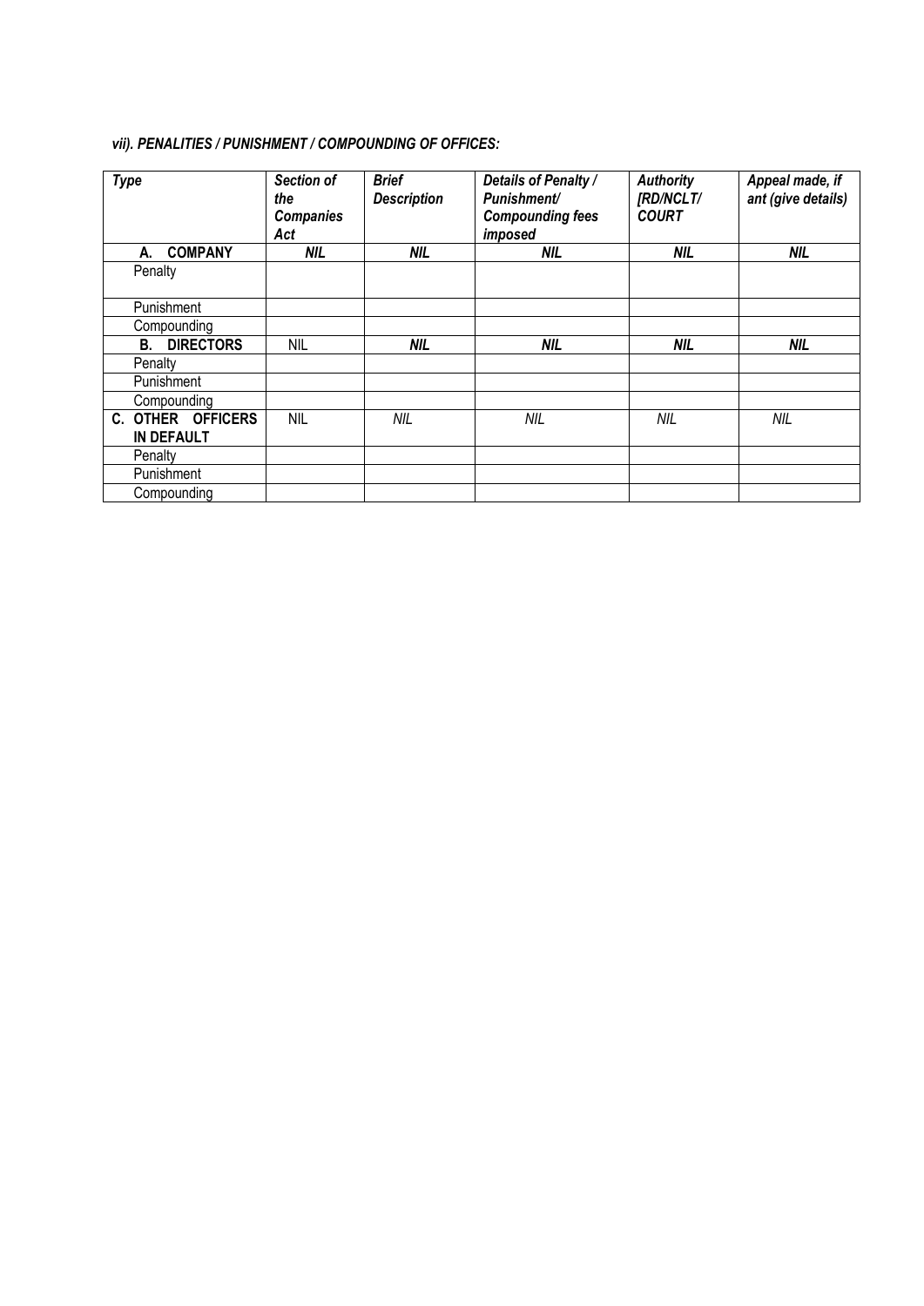***vii). PENALITIES / PUNISHMENT / COMPOUNDING OF OFFICES:***

| ***Type*** | ***Section of the Companies Act*** | ***Brief Description*** | ***Details of Penalty / Punishment/ Compounding fees imposed*** | ***Authority [RD/NCLT/ COURT*** | ***Appeal made, if ant (give details)*** |
|---|---|---|---|---|---|
| **A. COMPANY** | ***NIL*** | ***NIL*** | ***NIL*** | ***NIL*** | ***NIL*** |
| Penalty | | | | | |
| Punishment | | | | | |
| Compounding | | | | | |
| **B. DIRECTORS** | NIL | ***NIL*** | ***NIL*** | ***NIL*** | ***NIL*** |
| Penalty | | | | | |
| Punishment | | | | | |
| Compounding | | | | | |
| **C. OTHER OFFICERS IN DEFAULT** | NIL | *NIL* | *NIL* | *NIL* | *NIL* |
| Penalty | | | | | |
| Punishment | | | | | |
| Compounding | | | | | |